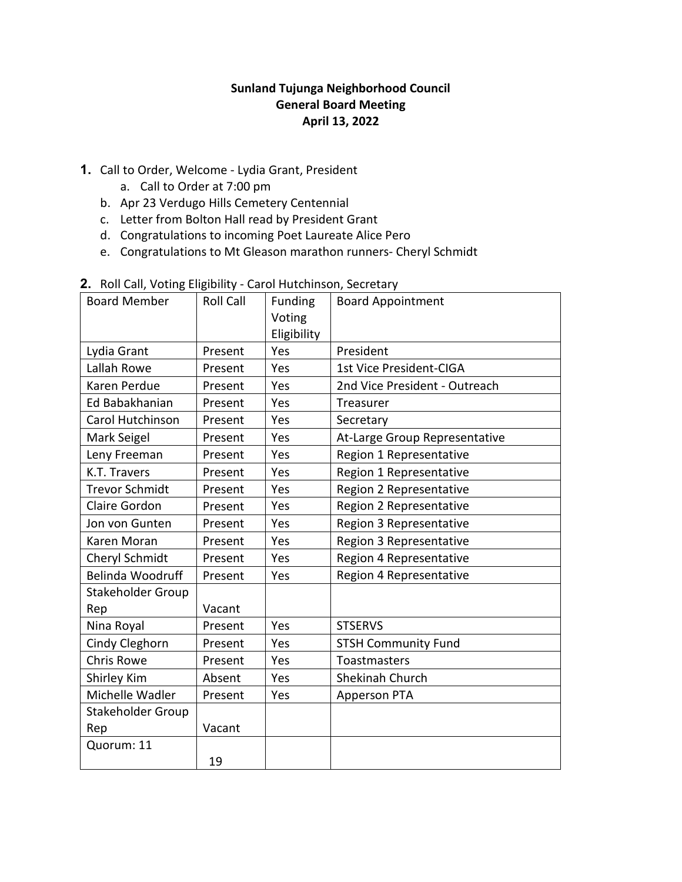**Sunland Tujunga Neighborhood Council**
**General Board Meeting**
**April 13, 2022**

1. Call to Order, Welcome - Lydia Grant, President
   a. Call to Order at 7:00 pm
   b. Apr 23 Verdugo Hills Cemetery Centennial
   c. Letter from Bolton Hall read by President Grant
   d. Congratulations to incoming Poet Laureate Alice Pero
   e. Congratulations to Mt Gleason marathon runners- Cheryl Schmidt

2. Roll Call, Voting Eligibility - Carol Hutchinson, Secretary

| Board Member | Roll Call | Funding Voting Eligibility | Board Appointment |
|---|---|---|---|
| Lydia Grant | Present | Yes | President |
| Lallah Rowe | Present | Yes | 1st Vice President-CIGA |
| Karen Perdue | Present | Yes | 2nd Vice President - Outreach |
| Ed Babakhanian | Present | Yes | Treasurer |
| Carol Hutchinson | Present | Yes | Secretary |
| Mark Seigel | Present | Yes | At-Large Group Representative |
| Leny Freeman | Present | Yes | Region 1 Representative |
| K.T. Travers | Present | Yes | Region 1 Representative |
| Trevor Schmidt | Present | Yes | Region 2 Representative |
| Claire Gordon | Present | Yes | Region 2 Representative |
| Jon von Gunten | Present | Yes | Region 3 Representative |
| Karen Moran | Present | Yes | Region 3 Representative |
| Cheryl Schmidt | Present | Yes | Region 4 Representative |
| Belinda Woodruff | Present | Yes | Region 4 Representative |
| Stakeholder Group Rep | Vacant | | |
| Nina Royal | Present | Yes | STSERVS |
| Cindy Cleghorn | Present | Yes | STSH Community Fund |
| Chris Rowe | Present | Yes | Toastmasters |
| Shirley Kim | Absent | Yes | Shekinah Church |
| Michelle Wadler | Present | Yes | Apperson PTA |
| Stakeholder Group Rep | Vacant | | |
| Quorum: 11 | 19 | | |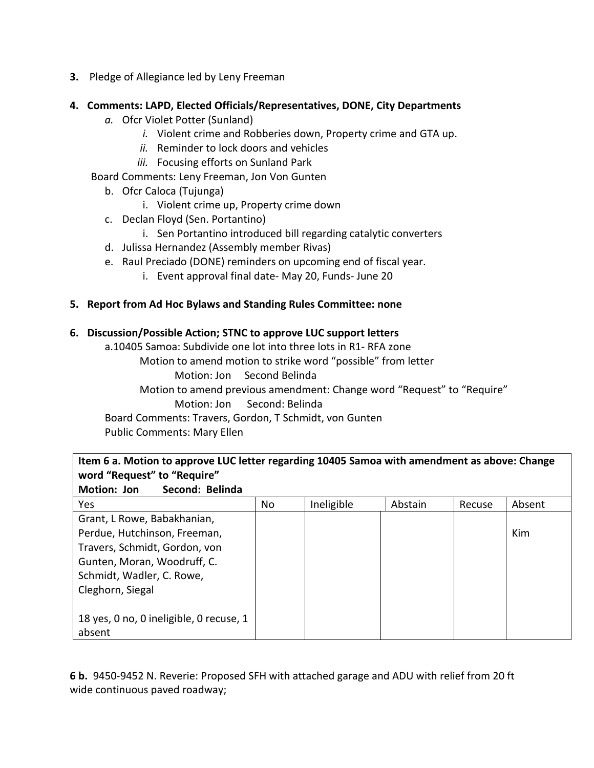**3.** Pledge of Allegiance led by Leny Freeman

**4. Comments: LAPD, Elected Officials/Representatives, DONE, City Departments**

- *a.* Ofcr Violet Potter (Sunland)
  - *i.* Violent crime and Robberies down, Property crime and GTA up.
  - *ii.* Reminder to lock doors and vehicles
  - *iii.* Focusing efforts on Sunland Park

Board Comments: Leny Freeman, Jon Von Gunten

- b. Ofcr Caloca (Tujunga)
  - i. Violent crime up, Property crime down
- c. Declan Floyd (Sen. Portantino)
  - i. Sen Portantino introduced bill regarding catalytic converters
- d. Julissa Hernandez (Assembly member Rivas)
- e. Raul Preciado (DONE) reminders on upcoming end of fiscal year.
  - i. Event approval final date- May 20, Funds- June 20

**5. Report from Ad Hoc Bylaws and Standing Rules Committee: none**

**6. Discussion/Possible Action; STNC to approve LUC support letters**

a.10405 Samoa: Subdivide one lot into three lots in R1- RFA zone

Motion to amend motion to strike word "possible" from letter

Motion: Jon Second Belinda

Motion to amend previous amendment: Change word "Request" to "Require"

Motion: Jon Second: Belinda

Board Comments: Travers, Gordon, T Schmidt, von Gunten

Public Comments: Mary Ellen

| **Item 6 a. Motion to approve LUC letter regarding 10405 Samoa with amendment as above: Change word "Request" to "Require"**<br>**Motion: Jon Second: Belinda** | | | | | |
|---|---|---|---|---|---|
| Yes | No | Ineligible | Abstain | Recuse | Absent |
| Grant, L Rowe, Babakhanian, Perdue, Hutchinson, Freeman, Travers, Schmidt, Gordon, von Gunten, Moran, Woodruff, C. Schmidt, Wadler, C. Rowe, Cleghorn, Siegal<br><br>18 yes, 0 no, 0 ineligible, 0 recuse, 1 absent | | | | | Kim |

**6 b.** 9450-9452 N. Reverie: Proposed SFH with attached garage and ADU with relief from 20 ft wide continuous paved roadway;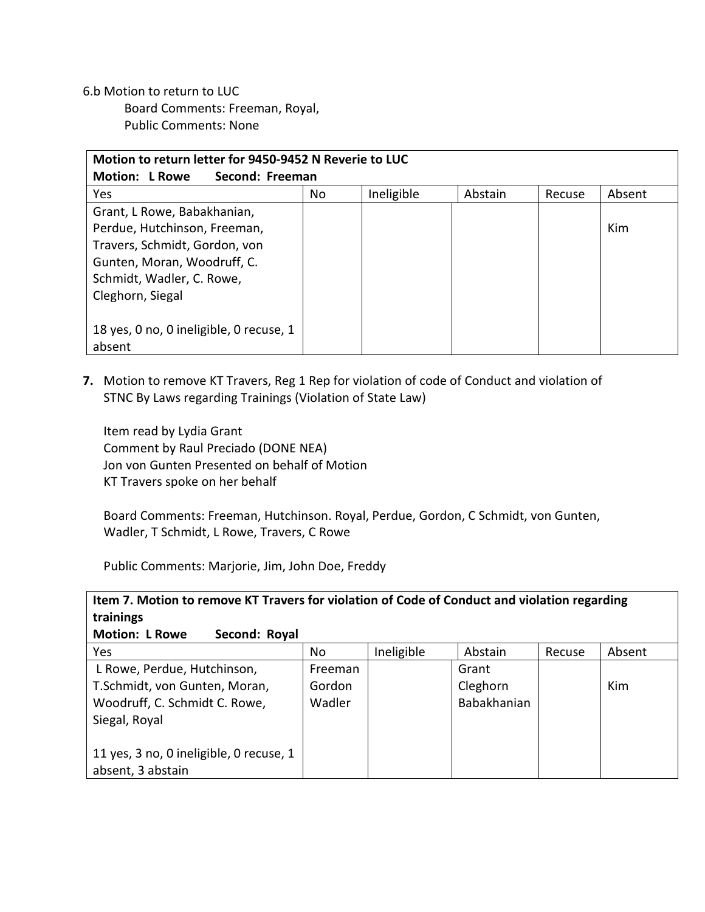6.b Motion to return to LUC

Board Comments: Freeman, Royal,

Public Comments: None

| **Motion to return letter for 9450-9452 N Reverie to LUC**<br>**Motion: L Rowe Second: Freeman** | | | | | |
|---|---|---|---|---|---|
| Yes | No | Ineligible | Abstain | Recuse | Absent |
| Grant, L Rowe, Babakhanian, Perdue, Hutchinson, Freeman, Travers, Schmidt, Gordon, von Gunten, Moran, Woodruff, C. Schmidt, Wadler, C. Rowe, Cleghorn, Siegal<br><br>18 yes, 0 no, 0 ineligible, 0 recuse, 1 absent | | | | | Kim |

**7.** Motion to remove KT Travers, Reg 1 Rep for violation of code of Conduct and violation of STNC By Laws regarding Trainings (Violation of State Law)

Item read by Lydia Grant

Comment by Raul Preciado (DONE NEA)

Jon von Gunten Presented on behalf of Motion

KT Travers spoke on her behalf

Board Comments: Freeman, Hutchinson. Royal, Perdue, Gordon, C Schmidt, von Gunten, Wadler, T Schmidt, L Rowe, Travers, C Rowe

Public Comments: Marjorie, Jim, John Doe, Freddy

| **Item 7. Motion to remove KT Travers for violation of Code of Conduct and violation regarding trainings**<br>**Motion: L Rowe Second: Royal** | | | | | |
|---|---|---|---|---|---|
| Yes | No | Ineligible | Abstain | Recuse | Absent |
| L Rowe, Perdue, Hutchinson, T.Schmidt, von Gunten, Moran, Woodruff, C. Schmidt C. Rowe, Siegal, Royal<br><br>11 yes, 3 no, 0 ineligible, 0 recuse, 1 absent, 3 abstain | Freeman<br>Gordon<br>Wadler | | Grant<br>Cleghorn<br>Babakhanian | | Kim |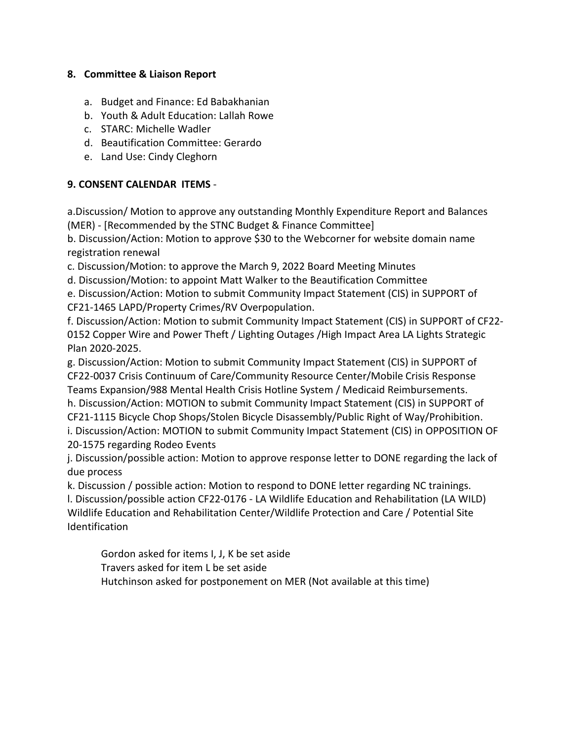## 8. Committee & Liaison Report

a. Budget and Finance: Ed Babakhanian
b. Youth & Adult Education: Lallah Rowe
c. STARC: Michelle Wadler
d. Beautification Committee: Gerardo
e. Land Use: Cindy Cleghorn

## 9. CONSENT CALENDAR ITEMS -

a.Discussion/ Motion to approve any outstanding Monthly Expenditure Report and Balances (MER) - [Recommended by the STNC Budget & Finance Committee]

b. Discussion/Action: Motion to approve $30 to the Webcorner for website domain name registration renewal

c. Discussion/Motion: to approve the March 9, 2022 Board Meeting Minutes

d. Discussion/Motion: to appoint Matt Walker to the Beautification Committee

e. Discussion/Action: Motion to submit Community Impact Statement (CIS) in SUPPORT of CF21-1465 LAPD/Property Crimes/RV Overpopulation.

f. Discussion/Action: Motion to submit Community Impact Statement (CIS) in SUPPORT of CF22-0152 Copper Wire and Power Theft / Lighting Outages /High Impact Area LA Lights Strategic Plan 2020-2025.

g. Discussion/Action: Motion to submit Community Impact Statement (CIS) in SUPPORT of CF22-0037 Crisis Continuum of Care/Community Resource Center/Mobile Crisis Response Teams Expansion/988 Mental Health Crisis Hotline System / Medicaid Reimbursements.

h. Discussion/Action: MOTION to submit Community Impact Statement (CIS) in SUPPORT of CF21-1115 Bicycle Chop Shops/Stolen Bicycle Disassembly/Public Right of Way/Prohibition.

i. Discussion/Action: MOTION to submit Community Impact Statement (CIS) in OPPOSITION OF 20-1575 regarding Rodeo Events

j. Discussion/possible action: Motion to approve response letter to DONE regarding the lack of due process

k. Discussion / possible action: Motion to respond to DONE letter regarding NC trainings.

l. Discussion/possible action CF22-0176 - LA Wildlife Education and Rehabilitation (LA WILD) Wildlife Education and Rehabilitation Center/Wildlife Protection and Care / Potential Site Identification

Gordon asked for items I, J, K be set aside
Travers asked for item L be set aside
Hutchinson asked for postponement on MER (Not available at this time)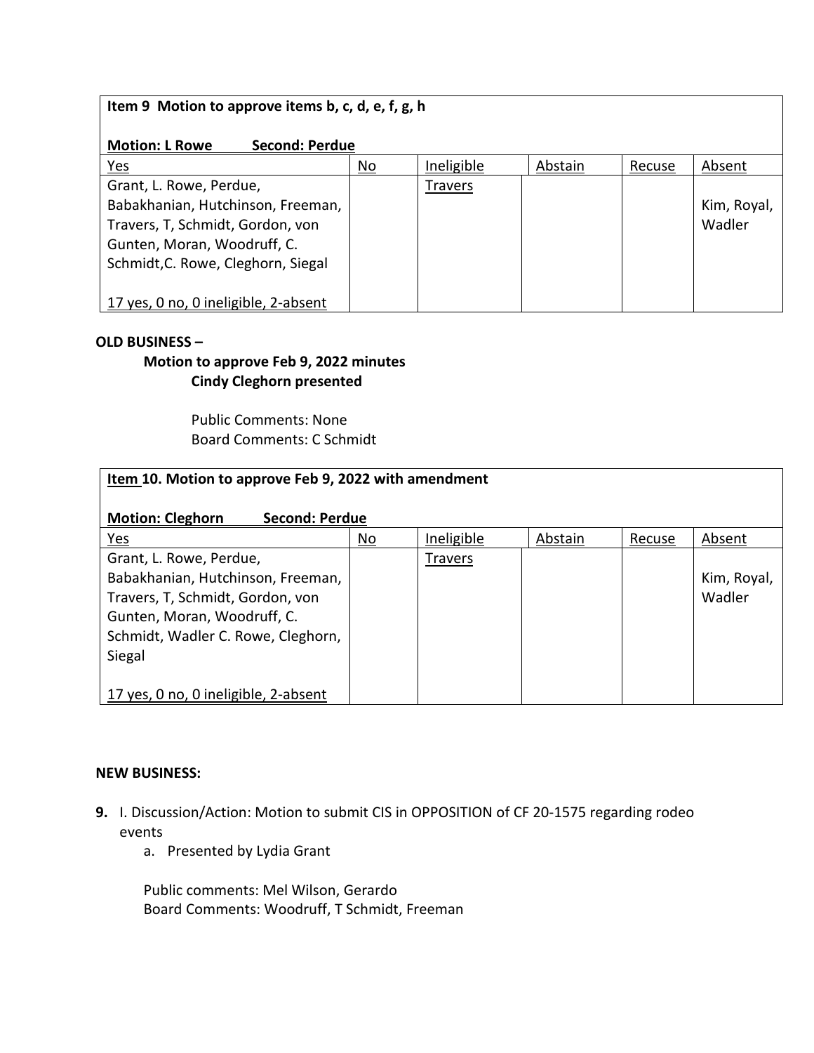| **Item 9 Motion to approve items b, c, d, e, f, g, h**<br><br>**Motion: L Rowe Second: Perdue** | | | | | |
|---|---|---|---|---|---|
| Yes | No | Ineligible | Abstain | Recuse | Absent |
| Grant, L. Rowe, Perdue, Babakhanian, Hutchinson, Freeman, Travers, T, Schmidt, Gordon, von Gunten, Moran, Woodruff, C. Schmidt,C. Rowe, Cleghorn, Siegal<br><br>17 yes, 0 no, 0 ineligible, 2-absent | | Travers | | | Kim, Royal, Wadler |

**OLD BUSINESS –**

**Motion to approve Feb 9, 2022 minutes**
**Cindy Cleghorn presented**

Public Comments: None
Board Comments: C Schmidt

| **Item 10. Motion to approve Feb 9, 2022 with amendment**<br><br>**Motion: Cleghorn Second: Perdue** | | | | | |
|---|---|---|---|---|---|
| Yes | No | Ineligible | Abstain | Recuse | Absent |
| Grant, L. Rowe, Perdue, Babakhanian, Hutchinson, Freeman, Travers, T, Schmidt, Gordon, von Gunten, Moran, Woodruff, C. Schmidt, Wadler C. Rowe, Cleghorn, Siegal<br><br>17 yes, 0 no, 0 ineligible, 2-absent | | Travers | | | Kim, Royal, Wadler |

**NEW BUSINESS:**

**9.** I. Discussion/Action: Motion to submit CIS in OPPOSITION of CF 20-1575 regarding rodeo events

a. Presented by Lydia Grant

Public comments: Mel Wilson, Gerardo
Board Comments: Woodruff, T Schmidt, Freeman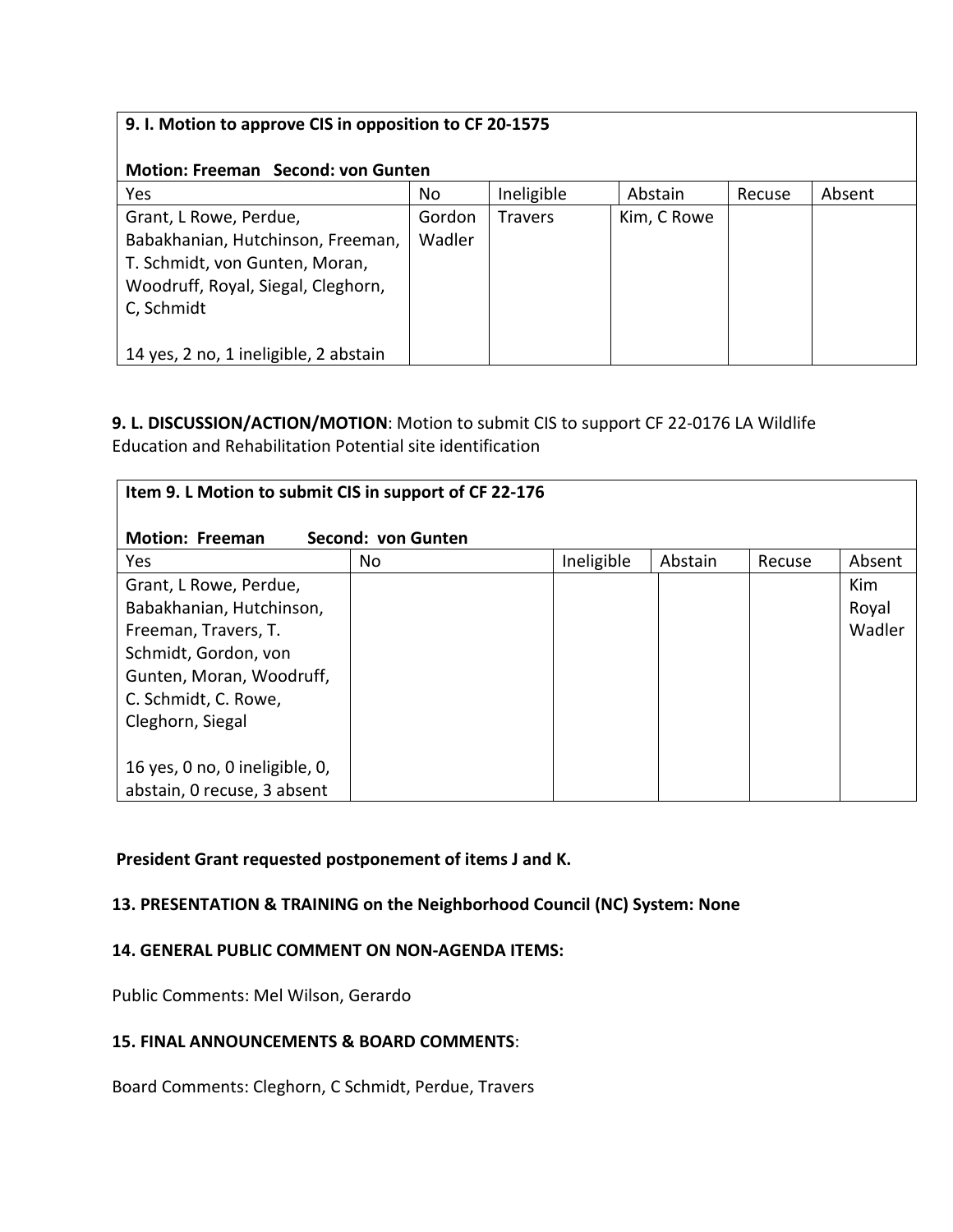| 9. I. Motion to approve CIS in opposition to CF 20-1575<br><br>Motion: Freeman Second: von Gunten | | | | | |
|---|---|---|---|---|---|
| Yes | No | Ineligible | Abstain | Recuse | Absent |
| Grant, L Rowe, Perdue, Babakhanian, Hutchinson, Freeman, T. Schmidt, von Gunten, Moran, Woodruff, Royal, Siegal, Cleghorn, C, Schmidt<br><br>14 yes, 2 no, 1 ineligible, 2 abstain | Gordon Wadler | Travers | Kim, C Rowe | | |

**9. L. DISCUSSION/ACTION/MOTION**: Motion to submit CIS to support CF 22-0176 LA Wildlife Education and Rehabilitation Potential site identification

| Item 9. L Motion to submit CIS in support of CF 22-176<br><br>Motion: Freeman Second: von Gunten | | | | | |
|---|---|---|---|---|---|
| Yes | No | Ineligible | Abstain | Recuse | Absent |
| Grant, L Rowe, Perdue, Babakhanian, Hutchinson, Freeman, Travers, T. Schmidt, Gordon, von Gunten, Moran, Woodruff, C. Schmidt, C. Rowe, Cleghorn, Siegal<br><br>16 yes, 0 no, 0 ineligible, 0, abstain, 0 recuse, 3 absent | | | | | Kim Royal Wadler |

**President Grant requested postponement of items J and K.**

**13. PRESENTATION & TRAINING on the Neighborhood Council (NC) System: None**

**14. GENERAL PUBLIC COMMENT ON NON-AGENDA ITEMS:**

Public Comments: Mel Wilson, Gerardo

**15. FINAL ANNOUNCEMENTS & BOARD COMMENTS**:

Board Comments: Cleghorn, C Schmidt, Perdue, Travers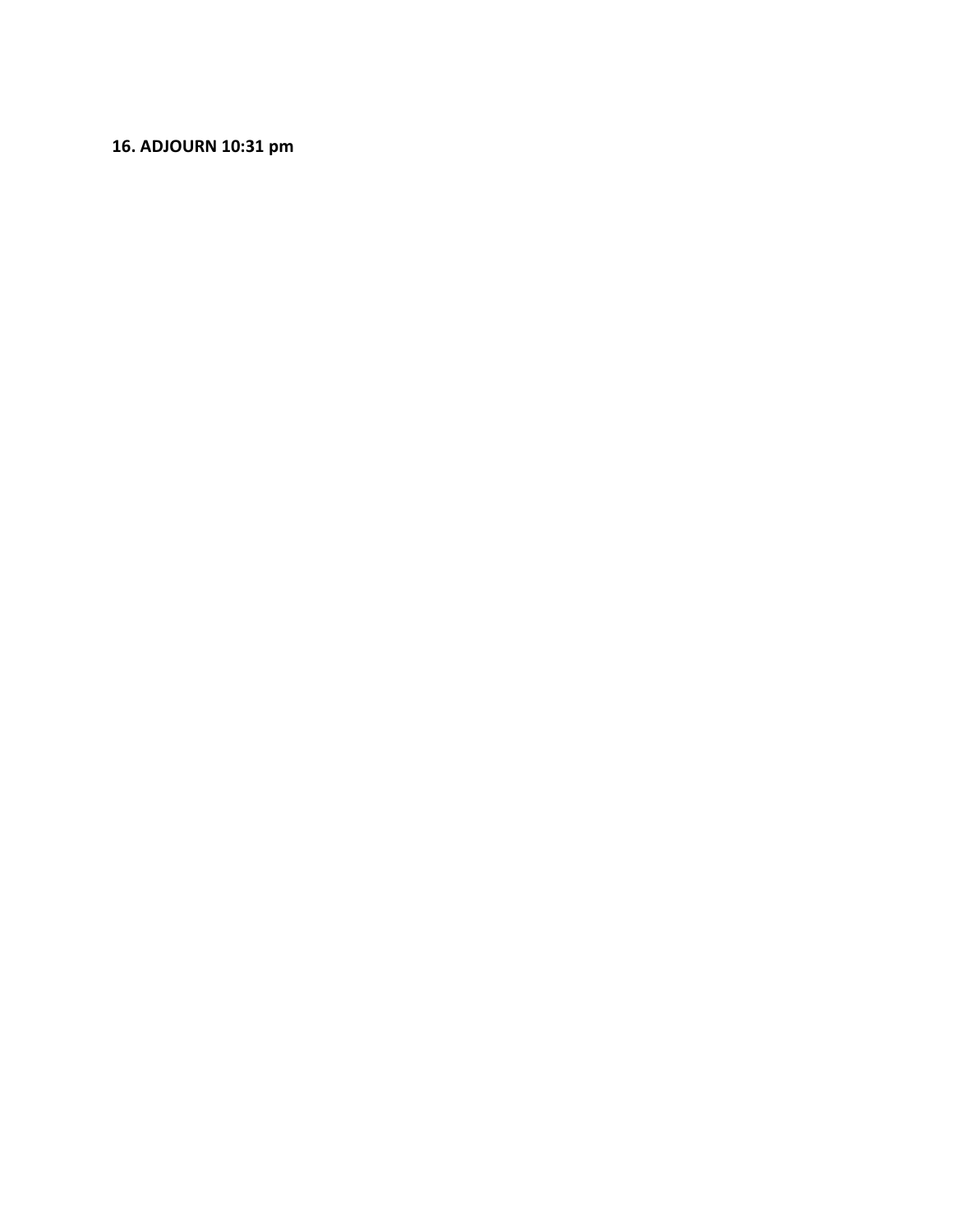**16. ADJOURN 10:31 pm**